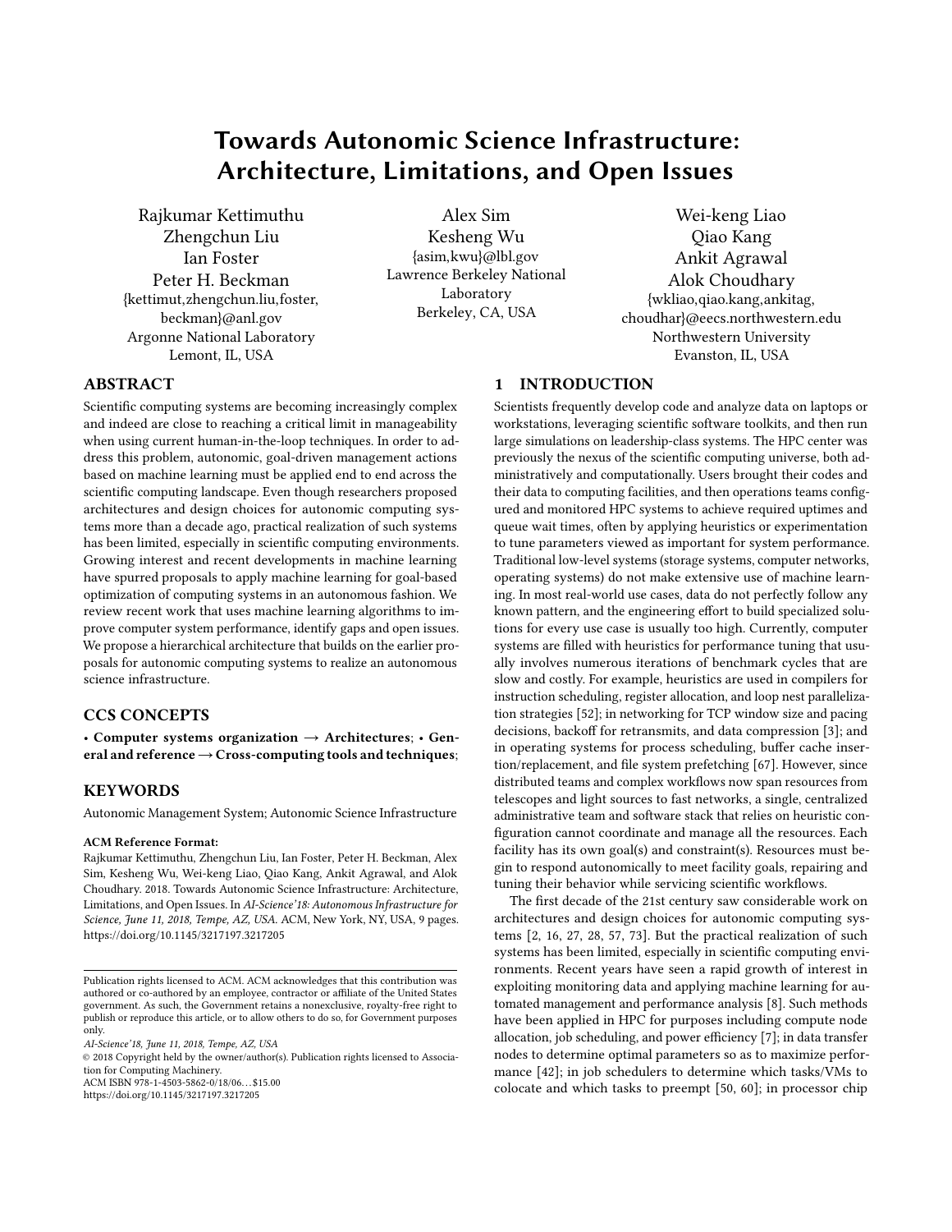# Towards Autonomic Science Infrastructure: Architecture, Limitations, and Open Issues

Rajkumar Kettimuthu
Zhengchun Liu
Ian Foster
Peter H. Beckman
{kettimut,zhengchun.liu,foster,beckman}@anl.gov
Argonne National Laboratory
Lemont, IL, USA

Alex Sim
Kesheng Wu
{asim,kwu}@lbl.gov
Lawrence Berkeley National Laboratory
Berkeley, CA, USA

Wei-keng Liao
Qiao Kang
Ankit Agrawal
Alok Choudhary
{wkliao,qiao.kang,ankitag,choudhar}@eecs.northwestern.edu
Northwestern University
Evanston, IL, USA

## ABSTRACT

Scientific computing systems are becoming increasingly complex and indeed are close to reaching a critical limit in manageability when using current human-in-the-loop techniques. In order to address this problem, autonomic, goal-driven management actions based on machine learning must be applied end to end across the scientific computing landscape. Even though researchers proposed architectures and design choices for autonomic computing systems more than a decade ago, practical realization of such systems has been limited, especially in scientific computing environments. Growing interest and recent developments in machine learning have spurred proposals to apply machine learning for goal-based optimization of computing systems in an autonomous fashion. We review recent work that uses machine learning algorithms to improve computer system performance, identify gaps and open issues. We propose a hierarchical architecture that builds on the earlier proposals for autonomic computing systems to realize an autonomous science infrastructure.

## CCS CONCEPTS

• **Computer systems organization → Architectures**; • **General and reference → Cross-computing tools and techniques**;

## KEYWORDS

Autonomic Management System; Autonomic Science Infrastructure

**ACM Reference Format:**
Rajkumar Kettimuthu, Zhengchun Liu, Ian Foster, Peter H. Beckman, Alex Sim, Kesheng Wu, Wei-keng Liao, Qiao Kang, Ankit Agrawal, and Alok Choudhary. 2018. Towards Autonomic Science Infrastructure: Architecture, Limitations, and Open Issues. In *AI-Science'18: Autonomous Infrastructure for Science, June 11, 2018, Tempe, AZ, USA.* ACM, New York, NY, USA, 9 pages. https://doi.org/10.1145/3217197.3217205

Publication rights licensed to ACM. ACM acknowledges that this contribution was authored or co-authored by an employee, contractor or affiliate of the United States government. As such, the Government retains a nonexclusive, royalty-free right to publish or reproduce this article, or to allow others to do so, for Government purposes only.
*AI-Science'18, June 11, 2018, Tempe, AZ, USA*
© 2018 Copyright held by the owner/author(s). Publication rights licensed to Association for Computing Machinery.
ACM ISBN 978-1-4503-5862-0/18/06...$15.00
https://doi.org/10.1145/3217197.3217205

## 1 INTRODUCTION

Scientists frequently develop code and analyze data on laptops or workstations, leveraging scientific software toolkits, and then run large simulations on leadership-class systems. The HPC center was previously the nexus of the scientific computing universe, both administratively and computationally. Users brought their codes and their data to computing facilities, and then operations teams configured and monitored HPC systems to achieve required uptimes and queue wait times, often by applying heuristics or experimentation to tune parameters viewed as important for system performance. Traditional low-level systems (storage systems, computer networks, operating systems) do not make extensive use of machine learning. In most real-world use cases, data do not perfectly follow any known pattern, and the engineering effort to build specialized solutions for every use case is usually too high. Currently, computer systems are filled with heuristics for performance tuning that usually involves numerous iterations of benchmark cycles that are slow and costly. For example, heuristics are used in compilers for instruction scheduling, register allocation, and loop nest parallelization strategies [52]; in networking for TCP window size and pacing decisions, backoff for retransmits, and data compression [3]; and in operating systems for process scheduling, buffer cache insertion/replacement, and file system prefetching [67]. However, since distributed teams and complex workflows now span resources from telescopes and light sources to fast networks, a single, centralized administrative team and software stack that relies on heuristic configuration cannot coordinate and manage all the resources. Each facility has its own goal(s) and constraint(s). Resources must begin to respond autonomically to meet facility goals, repairing and tuning their behavior while servicing scientific workflows.

The first decade of the 21st century saw considerable work on architectures and design choices for autonomic computing systems [2, 16, 27, 28, 57, 73]. But the practical realization of such systems has been limited, especially in scientific computing environments. Recent years have seen a rapid growth of interest in exploiting monitoring data and applying machine learning for automated management and performance analysis [8]. Such methods have been applied in HPC for purposes including compute node allocation, job scheduling, and power efficiency [7]; in data transfer nodes to determine optimal parameters so as to maximize performance [42]; in job schedulers to determine which tasks/VMs to colocate and which tasks to preempt [50, 60]; in processor chip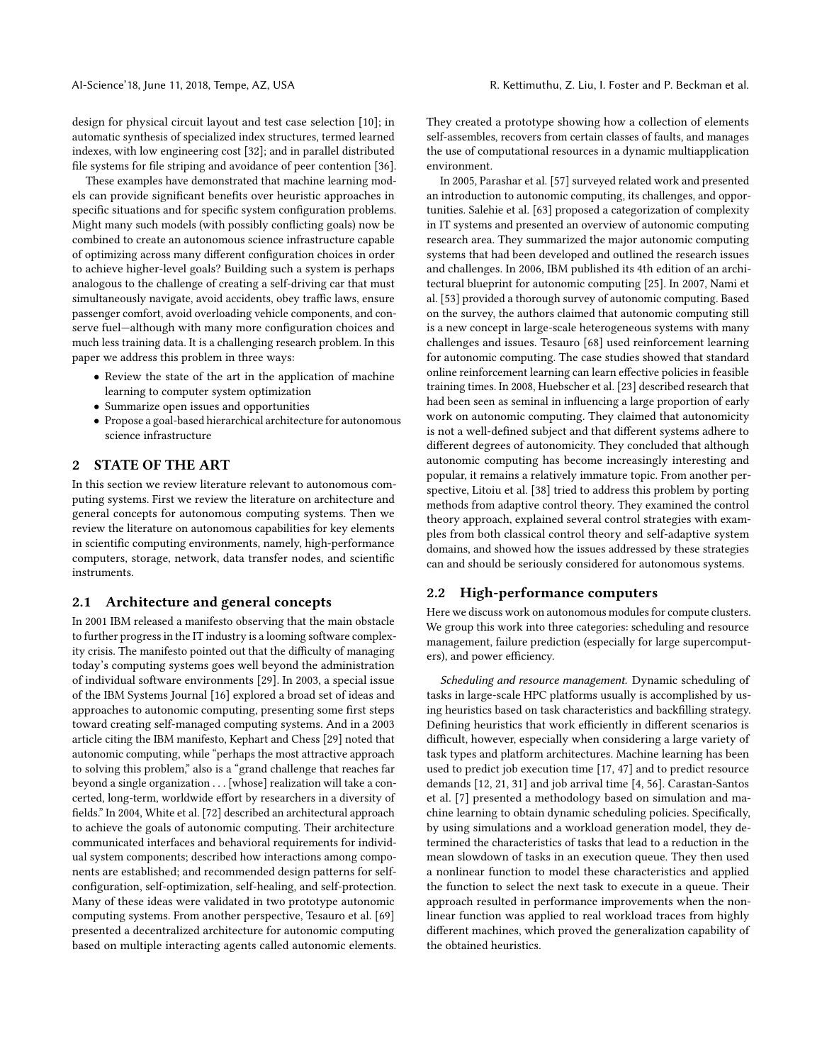design for physical circuit layout and test case selection [10]; in automatic synthesis of specialized index structures, termed learned indexes, with low engineering cost [32]; and in parallel distributed file systems for file striping and avoidance of peer contention [36].

These examples have demonstrated that machine learning models can provide significant benefits over heuristic approaches in specific situations and for specific system configuration problems. Might many such models (with possibly conflicting goals) now be combined to create an autonomous science infrastructure capable of optimizing across many different configuration choices in order to achieve higher-level goals? Building such a system is perhaps analogous to the challenge of creating a self-driving car that must simultaneously navigate, avoid accidents, obey traffic laws, ensure passenger comfort, avoid overloading vehicle components, and conserve fuel—although with many more configuration choices and much less training data. It is a challenging research problem. In this paper we address this problem in three ways:

- Review the state of the art in the application of machine learning to computer system optimization
- Summarize open issues and opportunities
- Propose a goal-based hierarchical architecture for autonomous science infrastructure

## 2 STATE OF THE ART

In this section we review literature relevant to autonomous computing systems. First we review the literature on architecture and general concepts for autonomous computing systems. Then we review the literature on autonomous capabilities for key elements in scientific computing environments, namely, high-performance computers, storage, network, data transfer nodes, and scientific instruments.

### 2.1 Architecture and general concepts

In 2001 IBM released a manifesto observing that the main obstacle to further progress in the IT industry is a looming software complexity crisis. The manifesto pointed out that the difficulty of managing today's computing systems goes well beyond the administration of individual software environments [29]. In 2003, a special issue of the IBM Systems Journal [16] explored a broad set of ideas and approaches to autonomic computing, presenting some first steps toward creating self-managed computing systems. And in a 2003 article citing the IBM manifesto, Kephart and Chess [29] noted that autonomic computing, while "perhaps the most attractive approach to solving this problem," also is a "grand challenge that reaches far beyond a single organization . . . [whose] realization will take a concerted, long-term, worldwide effort by researchers in a diversity of fields." In 2004, White et al. [72] described an architectural approach to achieve the goals of autonomic computing. Their architecture communicated interfaces and behavioral requirements for individual system components; described how interactions among components are established; and recommended design patterns for self-configuration, self-optimization, self-healing, and self-protection. Many of these ideas were validated in two prototype autonomic computing systems. From another perspective, Tesauro et al. [69] presented a decentralized architecture for autonomic computing based on multiple interacting agents called autonomic elements. They created a prototype showing how a collection of elements self-assembles, recovers from certain classes of faults, and manages the use of computational resources in a dynamic multiapplication environment.

In 2005, Parashar et al. [57] surveyed related work and presented an introduction to autonomic computing, its challenges, and opportunities. Salehie et al. [63] proposed a categorization of complexity in IT systems and presented an overview of autonomic computing research area. They summarized the major autonomic computing systems that had been developed and outlined the research issues and challenges. In 2006, IBM published its 4th edition of an architectural blueprint for autonomic computing [25]. In 2007, Nami et al. [53] provided a thorough survey of autonomic computing. Based on the survey, the authors claimed that autonomic computing still is a new concept in large-scale heterogeneous systems with many challenges and issues. Tesauro [68] used reinforcement learning for autonomic computing. The case studies showed that standard online reinforcement learning can learn effective policies in feasible training times. In 2008, Huebscher et al. [23] described research that had been seen as seminal in influencing a large proportion of early work on autonomic computing. They claimed that autonomicity is not a well-defined subject and that different systems adhere to different degrees of autonomicity. They concluded that although autonomic computing has become increasingly interesting and popular, it remains a relatively immature topic. From another perspective, Litoiu et al. [38] tried to address this problem by porting methods from adaptive control theory. They examined the control theory approach, explained several control strategies with examples from both classical control theory and self-adaptive system domains, and showed how the issues addressed by these strategies can and should be seriously considered for autonomous systems.

### 2.2 High-performance computers

Here we discuss work on autonomous modules for compute clusters. We group this work into three categories: scheduling and resource management, failure prediction (especially for large supercomputers), and power efficiency.

*Scheduling and resource management.* Dynamic scheduling of tasks in large-scale HPC platforms usually is accomplished by using heuristics based on task characteristics and backfilling strategy. Defining heuristics that work efficiently in different scenarios is difficult, however, especially when considering a large variety of task types and platform architectures. Machine learning has been used to predict job execution time [17, 47] and to predict resource demands [12, 21, 31] and job arrival time [4, 56]. Carastan-Santos et al. [7] presented a methodology based on simulation and machine learning to obtain dynamic scheduling policies. Specifically, by using simulations and a workload generation model, they determined the characteristics of tasks that lead to a reduction in the mean slowdown of tasks in an execution queue. They then used a nonlinear function to model these characteristics and applied the function to select the next task to execute in a queue. Their approach resulted in performance improvements when the nonlinear function was applied to real workload traces from highly different machines, which proved the generalization capability of the obtained heuristics.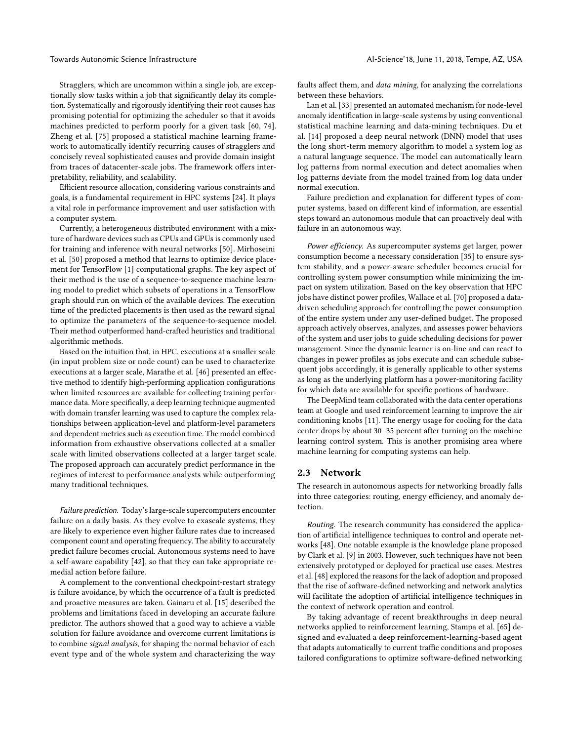Stragglers, which are uncommon within a single job, are exceptionally slow tasks within a job that significantly delay its completion. Systematically and rigorously identifying their root causes has promising potential for optimizing the scheduler so that it avoids machines predicted to perform poorly for a given task [60, 74]. Zheng et al. [75] proposed a statistical machine learning framework to automatically identify recurring causes of stragglers and concisely reveal sophisticated causes and provide domain insight from traces of datacenter-scale jobs. The framework offers interpretability, reliability, and scalability.

Efficient resource allocation, considering various constraints and goals, is a fundamental requirement in HPC systems [24]. It plays a vital role in performance improvement and user satisfaction with a computer system.

Currently, a heterogeneous distributed environment with a mixture of hardware devices such as CPUs and GPUs is commonly used for training and inference with neural networks [50]. Mirhoseini et al. [50] proposed a method that learns to optimize device placement for TensorFlow [1] computational graphs. The key aspect of their method is the use of a sequence-to-sequence machine learning model to predict which subsets of operations in a TensorFlow graph should run on which of the available devices. The execution time of the predicted placements is then used as the reward signal to optimize the parameters of the sequence-to-sequence model. Their method outperformed hand-crafted heuristics and traditional algorithmic methods.

Based on the intuition that, in HPC, executions at a smaller scale (in input problem size or node count) can be used to characterize executions at a larger scale, Marathe et al. [46] presented an effective method to identify high-performing application configurations when limited resources are available for collecting training performance data. More specifically, a deep learning technique augmented with domain transfer learning was used to capture the complex relationships between application-level and platform-level parameters and dependent metrics such as execution time. The model combined information from exhaustive observations collected at a smaller scale with limited observations collected at a larger target scale. The proposed approach can accurately predict performance in the regimes of interest to performance analysts while outperforming many traditional techniques.

*Failure prediction.* Today's large-scale supercomputers encounter failure on a daily basis. As they evolve to exascale systems, they are likely to experience even higher failure rates due to increased component count and operating frequency. The ability to accurately predict failure becomes crucial. Autonomous systems need to have a self-aware capability [42], so that they can take appropriate remedial action before failure.

A complement to the conventional checkpoint-restart strategy is failure avoidance, by which the occurrence of a fault is predicted and proactive measures are taken. Gainaru et al. [15] described the problems and limitations faced in developing an accurate failure predictor. The authors showed that a good way to achieve a viable solution for failure avoidance and overcome current limitations is to combine *signal analysis*, for shaping the normal behavior of each event type and of the whole system and characterizing the way faults affect them, and *data mining*, for analyzing the correlations between these behaviors.

Lan et al. [33] presented an automated mechanism for node-level anomaly identification in large-scale systems by using conventional statistical machine learning and data-mining techniques. Du et al. [14] proposed a deep neural network (DNN) model that uses the long short-term memory algorithm to model a system log as a natural language sequence. The model can automatically learn log patterns from normal execution and detect anomalies when log patterns deviate from the model trained from log data under normal execution.

Failure prediction and explanation for different types of computer systems, based on different kind of information, are essential steps toward an autonomous module that can proactively deal with failure in an autonomous way.

*Power efficiency.* As supercomputer systems get larger, power consumption become a necessary consideration [35] to ensure system stability, and a power-aware scheduler becomes crucial for controlling system power consumption while minimizing the impact on system utilization. Based on the key observation that HPC jobs have distinct power profiles, Wallace et al. [70] proposed a data-driven scheduling approach for controlling the power consumption of the entire system under any user-defined budget. The proposed approach actively observes, analyzes, and assesses power behaviors of the system and user jobs to guide scheduling decisions for power management. Since the dynamic learner is on-line and can react to changes in power profiles as jobs execute and can schedule subsequent jobs accordingly, it is generally applicable to other systems as long as the underlying platform has a power-monitoring facility for which data are available for specific portions of hardware.

The DeepMind team collaborated with the data center operations team at Google and used reinforcement learning to improve the air conditioning knobs [11]. The energy usage for cooling for the data center drops by about 30–35 percent after turning on the machine learning control system. This is another promising area where machine learning for computing systems can help.

## 2.3 Network

The research in autonomous aspects for networking broadly falls into three categories: routing, energy efficiency, and anomaly detection.

*Routing.* The research community has considered the application of artificial intelligence techniques to control and operate networks [48]. One notable example is the knowledge plane proposed by Clark et al. [9] in 2003. However, such techniques have not been extensively prototyped or deployed for practical use cases. Mestres et al. [48] explored the reasons for the lack of adoption and proposed that the rise of software-defined networking and network analytics will facilitate the adoption of artificial intelligence techniques in the context of network operation and control.

By taking advantage of recent breakthroughs in deep neural networks applied to reinforcement learning, Stampa et al. [65] designed and evaluated a deep reinforcement-learning-based agent that adapts automatically to current traffic conditions and proposes tailored configurations to optimize software-defined networking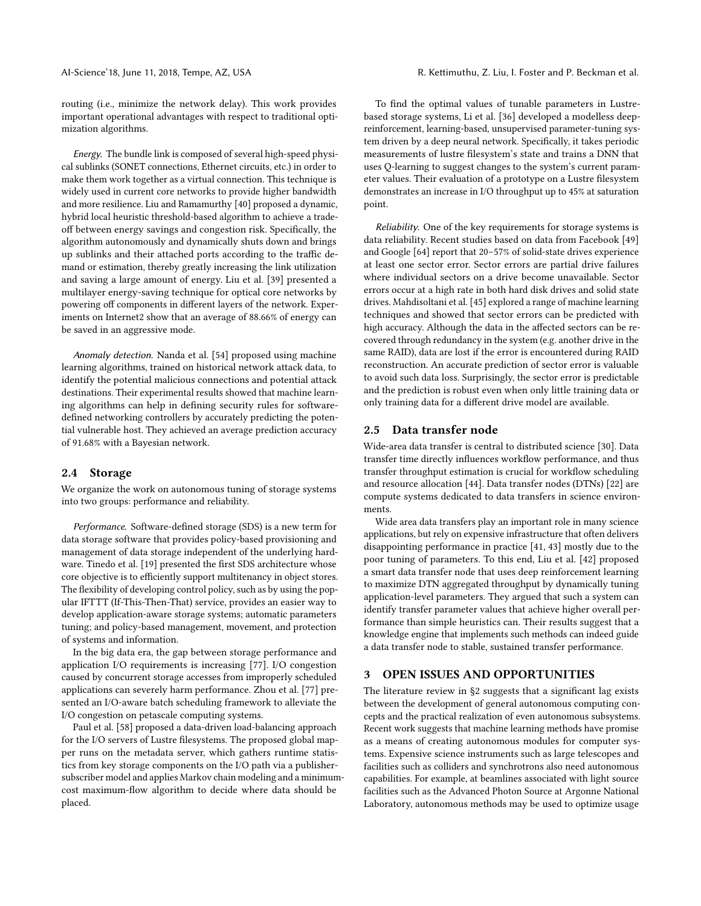routing (i.e., minimize the network delay). This work provides important operational advantages with respect to traditional optimization algorithms.

*Energy.* The bundle link is composed of several high-speed physical sublinks (SONET connections, Ethernet circuits, etc.) in order to make them work together as a virtual connection. This technique is widely used in current core networks to provide higher bandwidth and more resilience. Liu and Ramamurthy [40] proposed a dynamic, hybrid local heuristic threshold-based algorithm to achieve a tradeoff between energy savings and congestion risk. Specifically, the algorithm autonomously and dynamically shuts down and brings up sublinks and their attached ports according to the traffic demand or estimation, thereby greatly increasing the link utilization and saving a large amount of energy. Liu et al. [39] presented a multilayer energy-saving technique for optical core networks by powering off components in different layers of the network. Experiments on Internet2 show that an average of 88.66% of energy can be saved in an aggressive mode.

*Anomaly detection.* Nanda et al. [54] proposed using machine learning algorithms, trained on historical network attack data, to identify the potential malicious connections and potential attack destinations. Their experimental results showed that machine learning algorithms can help in defining security rules for software-defined networking controllers by accurately predicting the potential vulnerable host. They achieved an average prediction accuracy of 91.68% with a Bayesian network.

## 2.4 Storage

We organize the work on autonomous tuning of storage systems into two groups: performance and reliability.

*Performance.* Software-defined storage (SDS) is a new term for data storage software that provides policy-based provisioning and management of data storage independent of the underlying hardware. Tinedo et al. [19] presented the first SDS architecture whose core objective is to efficiently support multitenancy in object stores. The flexibility of developing control policy, such as by using the popular IFTTT (If-This-Then-That) service, provides an easier way to develop application-aware storage systems; automatic parameters tuning; and policy-based management, movement, and protection of systems and information.

In the big data era, the gap between storage performance and application I/O requirements is increasing [77]. I/O congestion caused by concurrent storage accesses from improperly scheduled applications can severely harm performance. Zhou et al. [77] presented an I/O-aware batch scheduling framework to alleviate the I/O congestion on petascale computing systems.

Paul et al. [58] proposed a data-driven load-balancing approach for the I/O servers of Lustre filesystems. The proposed global mapper runs on the metadata server, which gathers runtime statistics from key storage components on the I/O path via a publisher-subscriber model and applies Markov chain modeling and a minimum-cost maximum-flow algorithm to decide where data should be placed.

To find the optimal values of tunable parameters in Lustre-based storage systems, Li et al. [36] developed a modelless deep-reinforcement, learning-based, unsupervised parameter-tuning system driven by a deep neural network. Specifically, it takes periodic measurements of lustre filesystem's state and trains a DNN that uses Q-learning to suggest changes to the system's current parameter values. Their evaluation of a prototype on a Lustre filesystem demonstrates an increase in I/O throughput up to 45% at saturation point.

*Reliability.* One of the key requirements for storage systems is data reliability. Recent studies based on data from Facebook [49] and Google [64] report that 20–57% of solid-state drives experience at least one sector error. Sector errors are partial drive failures where individual sectors on a drive become unavailable. Sector errors occur at a high rate in both hard disk drives and solid state drives. Mahdisoltani et al. [45] explored a range of machine learning techniques and showed that sector errors can be predicted with high accuracy. Although the data in the affected sectors can be recovered through redundancy in the system (e.g. another drive in the same RAID), data are lost if the error is encountered during RAID reconstruction. An accurate prediction of sector error is valuable to avoid such data loss. Surprisingly, the sector error is predictable and the prediction is robust even when only little training data or only training data for a different drive model are available.

## 2.5 Data transfer node

Wide-area data transfer is central to distributed science [30]. Data transfer time directly influences workflow performance, and thus transfer throughput estimation is crucial for workflow scheduling and resource allocation [44]. Data transfer nodes (DTNs) [22] are compute systems dedicated to data transfers in science environments.

Wide area data transfers play an important role in many science applications, but rely on expensive infrastructure that often delivers disappointing performance in practice [41, 43] mostly due to the poor tuning of parameters. To this end, Liu et al. [42] proposed a smart data transfer node that uses deep reinforcement learning to maximize DTN aggregated throughput by dynamically tuning application-level parameters. They argued that such a system can identify transfer parameter values that achieve higher overall performance than simple heuristics can. Their results suggest that a knowledge engine that implements such methods can indeed guide a data transfer node to stable, sustained transfer performance.

# 3 OPEN ISSUES AND OPPORTUNITIES

The literature review in §2 suggests that a significant lag exists between the development of general autonomous computing concepts and the practical realization of even autonomous subsystems. Recent work suggests that machine learning methods have promise as a means of creating autonomous modules for computer systems. Expensive science instruments such as large telescopes and facilities such as colliders and synchrotrons also need autonomous capabilities. For example, at beamlines associated with light source facilities such as the Advanced Photon Source at Argonne National Laboratory, autonomous methods may be used to optimize usage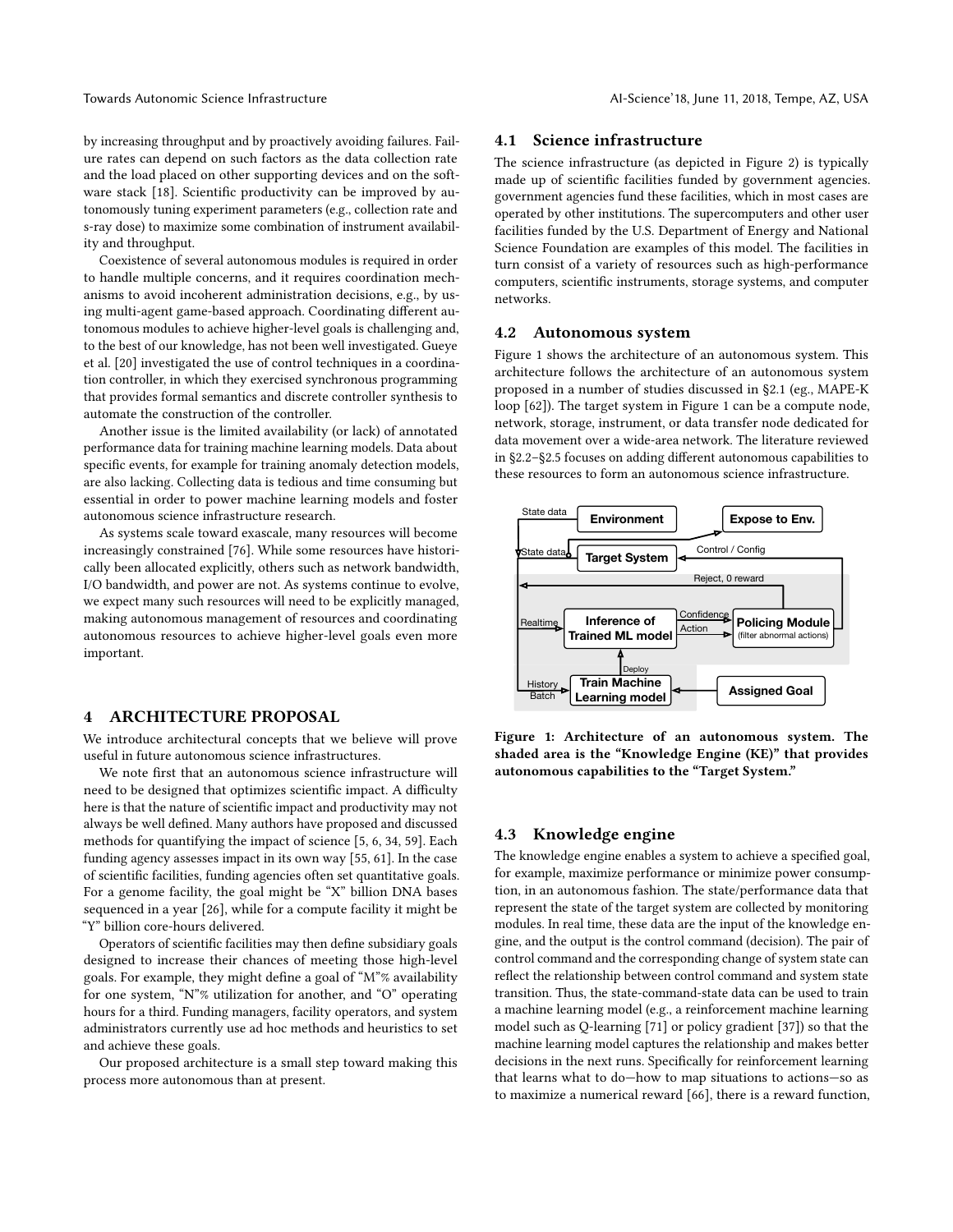by increasing throughput and by proactively avoiding failures. Failure rates can depend on such factors as the data collection rate and the load placed on other supporting devices and on the software stack [18]. Scientific productivity can be improved by autonomously tuning experiment parameters (e.g., collection rate and s-ray dose) to maximize some combination of instrument availability and throughput.

Coexistence of several autonomous modules is required in order to handle multiple concerns, and it requires coordination mechanisms to avoid incoherent administration decisions, e.g., by using multi-agent game-based approach. Coordinating different autonomous modules to achieve higher-level goals is challenging and, to the best of our knowledge, has not been well investigated. Gueye et al. [20] investigated the use of control techniques in a coordination controller, in which they exercised synchronous programming that provides formal semantics and discrete controller synthesis to automate the construction of the controller.

Another issue is the limited availability (or lack) of annotated performance data for training machine learning models. Data about specific events, for example for training anomaly detection models, are also lacking. Collecting data is tedious and time consuming but essential in order to power machine learning models and foster autonomous science infrastructure research.

As systems scale toward exascale, many resources will become increasingly constrained [76]. While some resources have historically been allocated explicitly, others such as network bandwidth, I/O bandwidth, and power are not. As systems continue to evolve, we expect many such resources will need to be explicitly managed, making autonomous management of resources and coordinating autonomous resources to achieve higher-level goals even more important.

# 4 ARCHITECTURE PROPOSAL

We introduce architectural concepts that we believe will prove useful in future autonomous science infrastructures.

We note first that an autonomous science infrastructure will need to be designed that optimizes scientific impact. A difficulty here is that the nature of scientific impact and productivity may not always be well defined. Many authors have proposed and discussed methods for quantifying the impact of science [5, 6, 34, 59]. Each funding agency assesses impact in its own way [55, 61]. In the case of scientific facilities, funding agencies often set quantitative goals. For a genome facility, the goal might be "X" billion DNA bases sequenced in a year [26], while for a compute facility it might be "Y" billion core-hours delivered.

Operators of scientific facilities may then define subsidiary goals designed to increase their chances of meeting those high-level goals. For example, they might define a goal of "M"% availability for one system, "N"% utilization for another, and "O" operating hours for a third. Funding managers, facility operators, and system administrators currently use ad hoc methods and heuristics to set and achieve these goals.

Our proposed architecture is a small step toward making this process more autonomous than at present.

## 4.1 Science infrastructure

The science infrastructure (as depicted in Figure 2) is typically made up of scientific facilities funded by government agencies. government agencies fund these facilities, which in most cases are operated by other institutions. The supercomputers and other user facilities funded by the U.S. Department of Energy and National Science Foundation are examples of this model. The facilities in turn consist of a variety of resources such as high-performance computers, scientific instruments, storage systems, and computer networks.

## 4.2 Autonomous system

Figure 1 shows the architecture of an autonomous system. This architecture follows the architecture of an autonomous system proposed in a number of studies discussed in §2.1 (eg., MAPE-K loop [62]). The target system in Figure 1 can be a compute node, network, storage, instrument, or data transfer node dedicated for data movement over a wide-area network. The literature reviewed in §2.2–§2.5 focuses on adding different autonomous capabilities to these resources to form an autonomous science infrastructure.

**Figure 1: Architecture of an autonomous system. The shaded area is the "Knowledge Engine (KE)" that provides autonomous capabilities to the "Target System."**

## 4.3 Knowledge engine

The knowledge engine enables a system to achieve a specified goal, for example, maximize performance or minimize power consumption, in an autonomous fashion. The state/performance data that represent the state of the target system are collected by monitoring modules. In real time, these data are the input of the knowledge engine, and the output is the control command (decision). The pair of control command and the corresponding change of system state can reflect the relationship between control command and system state transition. Thus, the state-command-state data can be used to train a machine learning model (e.g., a reinforcement machine learning model such as Q-learning [71] or policy gradient [37]) so that the machine learning model captures the relationship and makes better decisions in the next runs. Specifically for reinforcement learning that learns what to do—how to map situations to actions—so as to maximize a numerical reward [66], there is a reward function,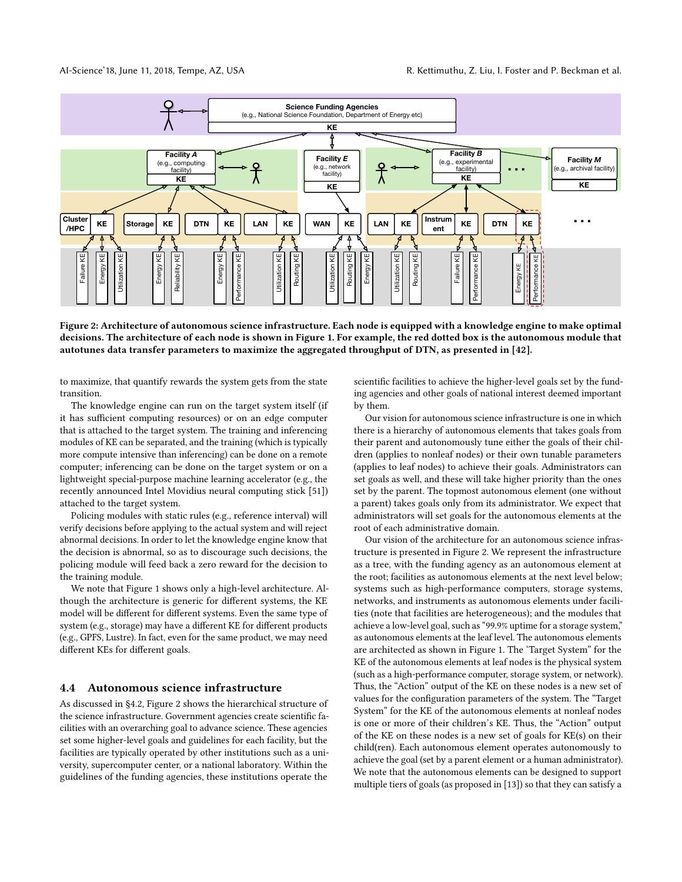Figure 2: Architecture of autonomous science infrastructure. Each node is equipped with a knowledge engine to make optimal decisions. The architecture of each node is shown in Figure 1. For example, the red dotted box is the autonomous module that autotunes data transfer parameters to maximize the aggregated throughput of DTN, as presented in [42].

to maximize, that quantify rewards the system gets from the state transition.

The knowledge engine can run on the target system itself (if it has sufficient computing resources) or on an edge computer that is attached to the target system. The training and inferencing modules of KE can be separated, and the training (which is typically more compute intensive than inferencing) can be done on a remote computer; inferencing can be done on the target system or on a lightweight special-purpose machine learning accelerator (e.g., the recently announced Intel Movidius neural computing stick [51]) attached to the target system.

Policing modules with static rules (e.g., reference interval) will verify decisions before applying to the actual system and will reject abnormal decisions. In order to let the knowledge engine know that the decision is abnormal, so as to discourage such decisions, the policing module will feed back a zero reward for the decision to the training module.

We note that Figure 1 shows only a high-level architecture. Although the architecture is generic for different systems, the KE model will be different for different systems. Even the same type of system (e.g., storage) may have a different KE for different products (e.g., GPFS, Lustre). In fact, even for the same product, we may need different KEs for different goals.

### 4.4 Autonomous science infrastructure

As discussed in §4.2, Figure 2 shows the hierarchical structure of the science infrastructure. Government agencies create scientific facilities with an overarching goal to advance science. These agencies set some higher-level goals and guidelines for each facility, but the facilities are typically operated by other institutions such as a university, supercomputer center, or a national laboratory. Within the guidelines of the funding agencies, these institutions operate the scientific facilities to achieve the higher-level goals set by the funding agencies and other goals of national interest deemed important by them.

Our vision for autonomous science infrastructure is one in which there is a hierarchy of autonomous elements that takes goals from their parent and autonomously tune either the goals of their children (applies to nonleaf nodes) or their own tunable parameters (applies to leaf nodes) to achieve their goals. Administrators can set goals as well, and these will take higher priority than the ones set by the parent. The topmost autonomous element (one without a parent) takes goals only from its administrator. We expect that administrators will set goals for the autonomous elements at the root of each administrative domain.

Our vision of the architecture for an autonomous science infrastructure is presented in Figure 2. We represent the infrastructure as a tree, with the funding agency as an autonomous element at the root; facilities as autonomous elements at the next level below; systems such as high-performance computers, storage systems, networks, and instruments as autonomous elements under facilities (note that facilities are heterogeneous); and the modules that achieve a low-level goal, such as "99.9% uptime for a storage system," as autonomous elements at the leaf level. The autonomous elements are architected as shown in Figure 1. The 'Target System" for the KE of the autonomous elements at leaf nodes is the physical system (such as a high-performance computer, storage system, or network). Thus, the "Action" output of the KE on these nodes is a new set of values for the configuration parameters of the system. The "Target System" for the KE of the autonomous elements at nonleaf nodes is one or more of their children's KE. Thus, the "Action" output of the KE on these nodes is a new set of goals for KE(s) on their child(ren). Each autonomous element operates autonomously to achieve the goal (set by a parent element or a human administrator). We note that the autonomous elements can be designed to support multiple tiers of goals (as proposed in [13]) so that they can satisfy a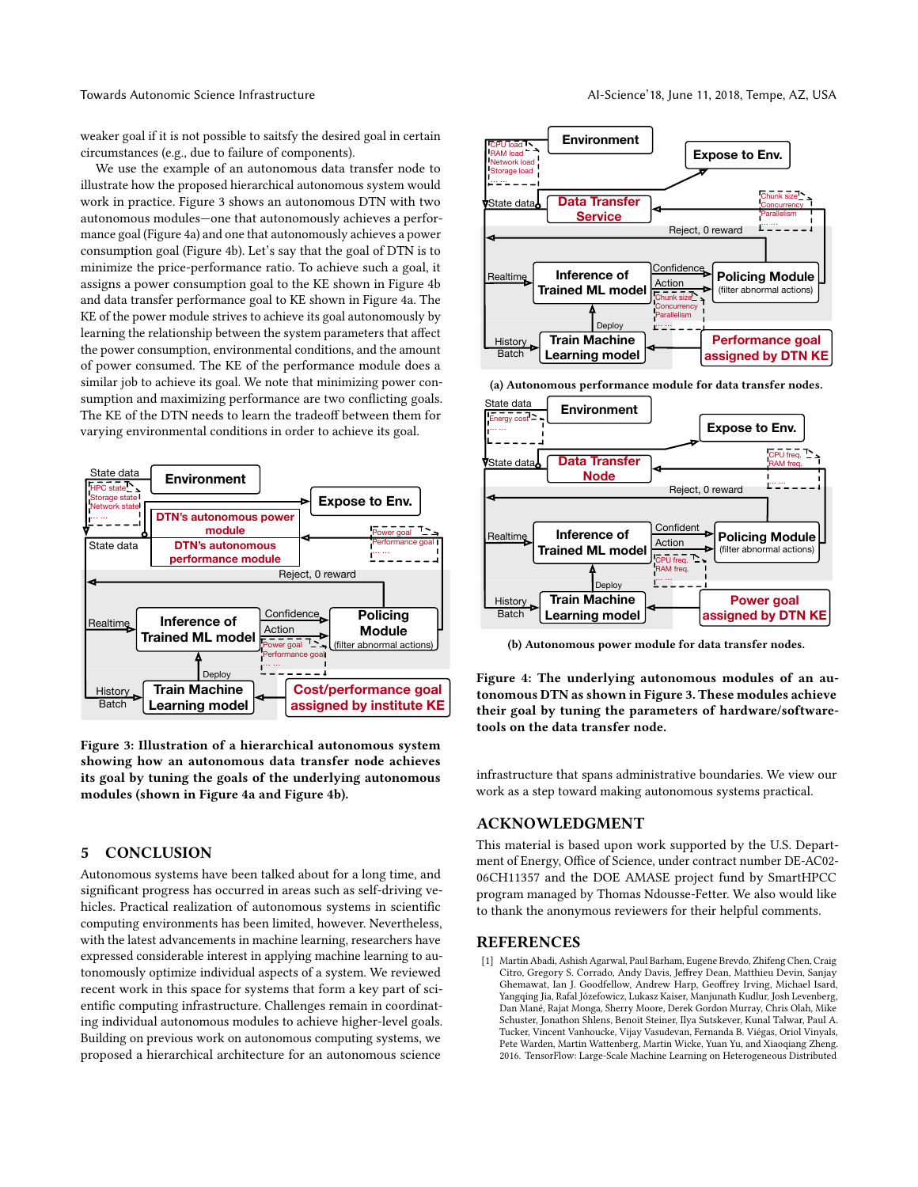weaker goal if it is not possible to saitsfy the desired goal in certain circumstances (e.g., due to failure of components).

We use the example of an autonomous data transfer node to illustrate how the proposed hierarchical autonomous system would work in practice. Figure 3 shows an autonomous DTN with two autonomous modules—one that autonomously achieves a performance goal (Figure 4a) and one that autonomously achieves a power consumption goal (Figure 4b). Let's say that the goal of DTN is to minimize the price-performance ratio. To achieve such a goal, it assigns a power consumption goal to the KE shown in Figure 4b and data transfer performance goal to KE shown in Figure 4a. The KE of the power module strives to achieve its goal autonomously by learning the relationship between the system parameters that affect the power consumption, environmental conditions, and the amount of power consumed. The KE of the performance module does a similar job to achieve its goal. We note that minimizing power consumption and maximizing performance are two conflicting goals. The KE of the DTN needs to learn the tradeoff between them for varying environmental conditions in order to achieve its goal.

**Figure 3: Illustration of a hierarchical autonomous system showing how an autonomous data transfer node achieves its goal by tuning the goals of the underlying autonomous modules (shown in Figure 4a and Figure 4b).**

**(a) Autonomous performance module for data transfer nodes.**

**(b) Autonomous power module for data transfer nodes.**

**Figure 4: The underlying autonomous modules of an autonomous DTN as shown in Figure 3. These modules achieve their goal by tuning the parameters of hardware/software-tools on the data transfer node.**

## 5 CONCLUSION

Autonomous systems have been talked about for a long time, and significant progress has occurred in areas such as self-driving vehicles. Practical realization of autonomous systems in scientific computing environments has been limited, however. Nevertheless, with the latest advancements in machine learning, researchers have expressed considerable interest in applying machine learning to autonomously optimize individual aspects of a system. We reviewed recent work in this space for systems that form a key part of scientific computing infrastructure. Challenges remain in coordinating individual autonomous modules to achieve higher-level goals. Building on previous work on autonomous computing systems, we proposed a hierarchical architecture for an autonomous science infrastructure that spans administrative boundaries. We view our work as a step toward making autonomous systems practical.

## ACKNOWLEDGMENT

This material is based upon work supported by the U.S. Department of Energy, Office of Science, under contract number DE-AC02-06CH11357 and the DOE AMASE project fund by SmartHPCC program managed by Thomas Ndousse-Fetter. We also would like to thank the anonymous reviewers for their helpful comments.

## REFERENCES

[1] Martín Abadi, Ashish Agarwal, Paul Barham, Eugene Brevdo, Zhifeng Chen, Craig Citro, Gregory S. Corrado, Andy Davis, Jeffrey Dean, Matthieu Devin, Sanjay Ghemawat, Ian J. Goodfellow, Andrew Harp, Geoffrey Irving, Michael Isard, Yangqing Jia, Rafal Józefowicz, Lukasz Kaiser, Manjunath Kudlur, Josh Levenberg, Dan Mané, Rajat Monga, Sherry Moore, Derek Gordon Murray, Chris Olah, Mike Schuster, Jonathon Shlens, Benoit Steiner, Ilya Sutskever, Kunal Talwar, Paul A. Tucker, Vincent Vanhoucke, Vijay Vasudevan, Fernanda B. Viégas, Oriol Vinyals, Pete Warden, Martin Wattenberg, Martin Wicke, Yuan Yu, and Xiaoqiang Zheng. 2016. TensorFlow: Large-Scale Machine Learning on Heterogeneous Distributed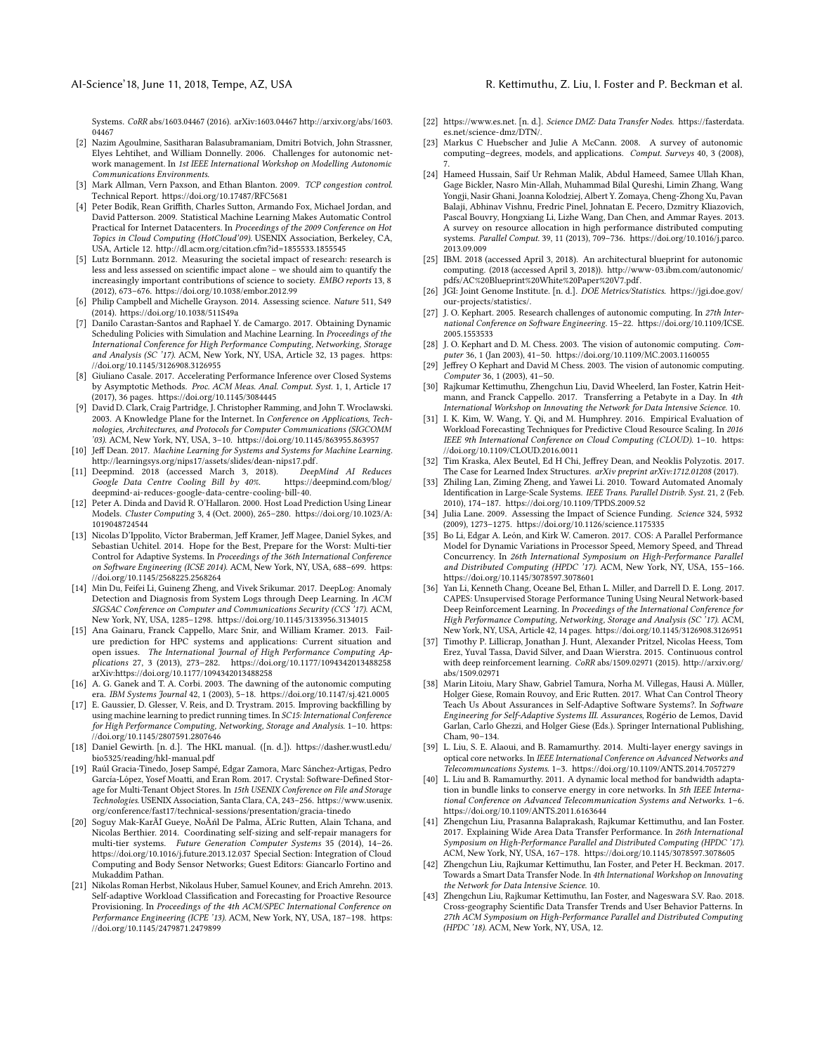Systems. *CoRR* abs/1603.04467 (2016). arXiv:1603.04467 http://arxiv.org/abs/1603.04467

[2] Nazim Agoulmine, Sasitharan Balasubramaniam, Dmitri Botvich, John Strassner, Elyes Lehtihet, and William Donnelly. 2006. Challenges for autonomic network management. In *1st IEEE International Workshop on Modelling Autonomic Communications Environments*.

[3] Mark Allman, Vern Paxson, and Ethan Blanton. 2009. *TCP congestion control*. Technical Report. https://doi.org/10.17487/RFC5681

[4] Peter Bodík, Rean Griffith, Charles Sutton, Armando Fox, Michael Jordan, and David Patterson. 2009. Statistical Machine Learning Makes Automatic Control Practical for Internet Datacenters. In *Proceedings of the 2009 Conference on Hot Topics in Cloud Computing (HotCloud'09)*. USENIX Association, Berkeley, CA, USA, Article 12. http://dl.acm.org/citation.cfm?id=1855533.1855545

[5] Lutz Bornmann. 2012. Measuring the societal impact of research: research is less and less assessed on scientific impact alone – we should aim to quantify the increasingly important contributions of science to society. *EMBO reports* 13, 8 (2012), 673–676. https://doi.org/10.1038/embor.2012.99

[6] Philip Campbell and Michelle Grayson. 2014. Assessing science. *Nature* 511, S49 (2014). https://doi.org/10.1038/511S49a

[7] Danilo Carastan-Santos and Raphael Y. de Camargo. 2017. Obtaining Dynamic Scheduling Policies with Simulation and Machine Learning. In *Proceedings of the International Conference for High Performance Computing, Networking, Storage and Analysis (SC '17)*. ACM, New York, NY, USA, Article 32, 13 pages. https://doi.org/10.1145/3126908.3126955

[8] Giuliano Casale. 2017. Accelerating Performance Inference over Closed Systems by Asymptotic Methods. *Proc. ACM Meas. Anal. Comput. Syst.* 1, 1, Article 17 (2017), 36 pages. https://doi.org/10.1145/3084445

[9] David D. Clark, Craig Partridge, J. Christopher Ramming, and John T. Wroclawski. 2003. A Knowledge Plane for the Internet. In *Conference on Applications, Technologies, Architectures, and Protocols for Computer Communications (SIGCOMM '03)*. ACM, New York, NY, USA, 3–10. https://doi.org/10.1145/863955.863957

[10] Jeff Dean. 2017. *Machine Learning for Systems and Systems for Machine Learning*. http://learningsys.org/nips17/assets/slides/dean-nips17.pdf.

[11] Deepmind. 2018 (accessed March 3, 2018). *DeepMind AI Reduces Google Data Centre Cooling Bill by 40%*. https://deepmind.com/blog/deepmind-ai-reduces-google-data-centre-cooling-bill-40.

[12] Peter A. Dinda and David R. O'Hallaron. 2000. Host Load Prediction Using Linear Models. *Cluster Computing* 3, 4 (Oct. 2000), 265–280. https://doi.org/10.1023/A:1019048724544

[13] Nicolas D'Ippolito, Víctor Braberman, Jeff Kramer, Jeff Magee, Daniel Sykes, and Sebastian Uchitel. 2014. Hope for the Best, Prepare for the Worst: Multi-tier Control for Adaptive Systems. In *Proceedings of the 36th International Conference on Software Engineering (ICSE 2014)*. ACM, New York, NY, USA, 688–699. https://doi.org/10.1145/2568225.2568264

[14] Min Du, Feifei Li, Guineng Zheng, and Vivek Srikumar. 2017. DeepLog: Anomaly Detection and Diagnosis from System Logs through Deep Learning. In *ACM SIGSAC Conference on Computer and Communications Security (CCS '17)*. ACM, New York, NY, USA, 1285–1298. https://doi.org/10.1145/3133956.3134015

[15] Ana Gainaru, Franck Cappello, Marc Snir, and William Kramer. 2013. Failure prediction for HPC systems and applications: Current situation and open issues. *The International Journal of High Performance Computing Applications* 27, 3 (2013), 273–282. https://doi.org/10.1177/1094342013488258 arXiv:https://doi.org/10.1177/1094342013488258

[16] A. G. Ganek and T. A. Corbi. 2003. The dawning of the autonomic computing era. *IBM Systems Journal* 42, 1 (2003), 5–18. https://doi.org/10.1147/sj.421.0005

[17] E. Gaussier, D. Glesser, V. Reis, and D. Trystram. 2015. Improving backfilling by using machine learning to predict running times. In *SC15: International Conference for High Performance Computing, Networking, Storage and Analysis*. 1–10. https://doi.org/10.1145/2807591.2807646

[18] Daniel Gewirth. [n. d.]. The HKL manual. ([n. d.]). https://dasher.wustl.edu/bio5325/reading/hkl-manual.pdf

[19] Raúl Gracia-Tinedo, Josep Sampé, Edgar Zamora, Marc Sánchez-Artigas, Pedro García-López, Yosef Moatti, and Eran Rom. 2017. Crystal: Software-Defined Storage for Multi-Tenant Object Stores. In *15th USENIX Conference on File and Storage Technologies*. USENIX Association, Santa Clara, CA, 243–256. https://www.usenix.org/conference/fast17/technical-sessions/presentation/gracia-tinedo

[20] Soguy Mak-KarÃl' Gueye, NoÃńl De Palma, ÃĽric Rutten, Alain Tchana, and Nicolas Berthier. 2014. Coordinating self-sizing and self-repair managers for multi-tier systems. *Future Generation Computer Systems* 35 (2014), 14–26. https://doi.org/10.1016/j.future.2013.12.037 Special Section: Integration of Cloud Computing and Body Sensor Networks; Guest Editors: Giancarlo Fortino and Mukaddim Pathan.

[21] Nikolas Roman Herbst, Nikolaus Huber, Samuel Kounev, and Erich Amrehn. 2013. Self-adaptive Workload Classification and Forecasting for Proactive Resource Provisioning. In *Proceedings of the 4th ACM/SPEC International Conference on Performance Engineering (ICPE '13)*. ACM, New York, NY, USA, 187–198. https://doi.org/10.1145/2479871.2479899

[22] https://www.es.net. [n. d.]. *Science DMZ: Data Transfer Nodes*. https://fasterdata.es.net/science-dmz/DTN/.

[23] Markus C Huebscher and Julie A McCann. 2008. A survey of autonomic computing–degrees, models, and applications. *Comput. Surveys* 40, 3 (2008), 7.

[24] Hameed Hussain, Saif Ur Rehman Malik, Abdul Hameed, Samee Ullah Khan, Gage Bickler, Nasro Min-Allah, Muhammad Bilal Qureshi, Limin Zhang, Wang Yongji, Nasir Ghani, Joanna Kolodziej, Albert Y. Zomaya, Cheng-Zhong Xu, Pavan Balaji, Abhinav Vishnu, Fredric Pinel, Johnatan E. Pecero, Dzmitry Kliazovich, Pascal Bouvry, Hongxiang Li, Lizhe Wang, Dan Chen, and Ammar Rayes. 2013. A survey on resource allocation in high performance distributed computing systems. *Parallel Comput.* 39, 11 (2013), 709–736. https://doi.org/10.1016/j.parco.2013.09.009

[25] IBM. 2018 (accessed April 3, 2018). An architectural blueprint for autonomic computing. (2018 (accessed April 3, 2018)). http://www-03.ibm.com/autonomic/pdfs/AC%20Blueprint%20White%20Paper%20V7.pdf.

[26] JGI: Joint Genome Institute. [n. d.]. *DOE Metrics/Statistics*. https://jgi.doe.gov/our-projects/statistics/.

[27] J. O. Kephart. 2005. Research challenges of autonomic computing. In *27th International Conference on Software Engineering*. 15–22. https://doi.org/10.1109/ICSE.2005.1553533

[28] J. O. Kephart and D. M. Chess. 2003. The vision of autonomic computing. *Computer* 36, 1 (Jan 2003), 41–50. https://doi.org/10.1109/MC.2003.1160055

[29] Jeffrey O Kephart and David M Chess. 2003. The vision of autonomic computing. *Computer* 36, 1 (2003), 41–50.

[30] Rajkumar Kettimuthu, Zhengchun Liu, David Wheelerd, Ian Foster, Katrin Heitmann, and Franck Cappello. 2017. Transferring a Petabyte in a Day. In *4th International Workshop on Innovating the Network for Data Intensive Science*. 10.

[31] I. K. Kim, W. Wang, Y. Qi, and M. Humphrey. 2016. Empirical Evaluation of Workload Forecasting Techniques for Predictive Cloud Resource Scaling. In *2016 IEEE 9th International Conference on Cloud Computing (CLOUD)*. 1–10. https://doi.org/10.1109/CLOUD.2016.0011

[32] Tim Kraska, Alex Beutel, Ed H Chi, Jeffrey Dean, and Neoklis Polyzotis. 2017. The Case for Learned Index Structures. *arXiv preprint arXiv:1712.01208* (2017).

[33] Zhiling Lan, Ziming Zheng, and Yawei Li. 2010. Toward Automated Anomaly Identification in Large-Scale Systems. *IEEE Trans. Parallel Distrib. Syst.* 21, 2 (Feb. 2010), 174–187. https://doi.org/10.1109/TPDS.2009.52

[34] Julia Lane. 2009. Assessing the Impact of Science Funding. *Science* 324, 5932 (2009), 1273–1275. https://doi.org/10.1126/science.1175335

[35] Bo Li, Edgar A. León, and Kirk W. Cameron. 2017. COS: A Parallel Performance Model for Dynamic Variations in Processor Speed, Memory Speed, and Thread Concurrency. In *26th International Symposium on High-Performance Parallel and Distributed Computing (HPDC '17)*. ACM, New York, NY, USA, 155–166. https://doi.org/10.1145/3078597.3078601

[36] Yan Li, Kenneth Chang, Oceane Bel, Ethan L. Miller, and Darrell D. E. Long. 2017. CAPES: Unsupervised Storage Performance Tuning Using Neural Network-based Deep Reinforcement Learning. In *Proceedings of the International Conference for High Performance Computing, Networking, Storage and Analysis (SC '17)*. ACM, New York, NY, USA, Article 42, 14 pages. https://doi.org/10.1145/3126908.3126951

[37] Timothy P. Lillicrap, Jonathan J. Hunt, Alexander Pritzel, Nicolas Heess, Tom Erez, Yuval Tassa, David Silver, and Daan Wierstra. 2015. Continuous control with deep reinforcement learning. *CoRR* abs/1509.02971 (2015). http://arxiv.org/abs/1509.02971

[38] Marin Litoiu, Mary Shaw, Gabriel Tamura, Norha M. Villegas, Hausi A. Müller, Holger Giese, Romain Rouvoy, and Eric Rutten. 2017. What Can Control Theory Teach Us About Assurances in Self-Adaptive Software Systems?. In *Software Engineering for Self-Adaptive Systems III. Assurances*, Rogério de Lemos, David Garlan, Carlo Ghezzi, and Holger Giese (Eds.). Springer International Publishing, Cham, 90–134.

[39] L. Liu, S. E. Alaoui, and B. Ramamurthy. 2014. Multi-layer energy savings in optical core networks. In *IEEE International Conference on Advanced Networks and Telecommuncations Systems*. 1–3. https://doi.org/10.1109/ANTS.2014.7057279

[40] L. Liu and B. Ramamurthy. 2011. A dynamic local method for bandwidth adaptation in bundle links to conserve energy in core networks. In *5th IEEE International Conference on Advanced Telecommunication Systems and Networks*. 1–6. https://doi.org/10.1109/ANTS.2011.6163644

[41] Zhengchun Liu, Prasanna Balaprakash, Rajkumar Kettimuthu, and Ian Foster. 2017. Explaining Wide Area Data Transfer Performance. In *26th International Symposium on High-Performance Parallel and Distributed Computing (HPDC '17)*. ACM, New York, NY, USA, 167–178. https://doi.org/10.1145/3078597.3078605

[42] Zhengchun Liu, Rajkumar Kettimuthu, Ian Foster, and Peter H. Beckman. 2017. Towards a Smart Data Transfer Node. In *4th International Workshop on Innovating the Network for Data Intensive Science*. 10.

[43] Zhengchun Liu, Rajkumar Kettimuthu, Ian Foster, and Nageswara S.V. Rao. 2018. Cross-geography Scientific Data Transfer Trends and User Behavior Patterns. In *27th ACM Symposium on High-Performance Parallel and Distributed Computing (HPDC '18)*. ACM, New York, NY, USA, 12.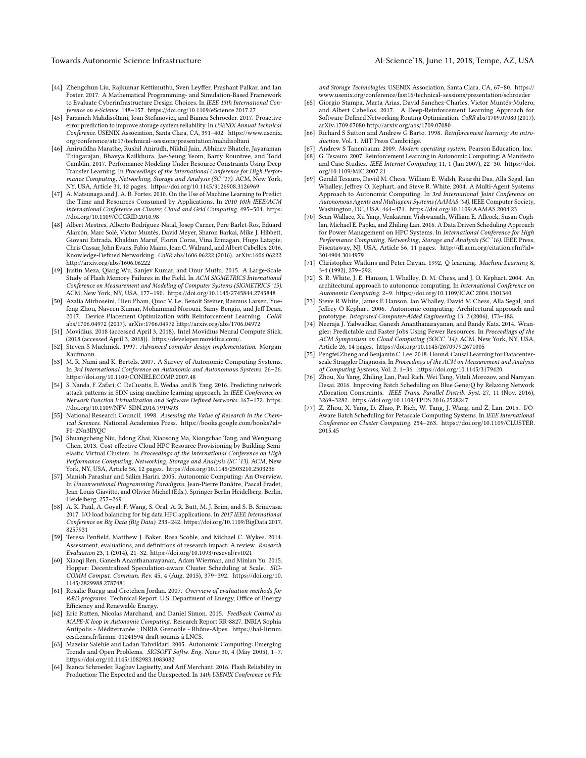[44] Zhengchun Liu, Rajkumar Kettimuthu, Sven Leyffer, Prashant Palkar, and Ian Foster. 2017. A Mathematical Programming- and Simulation-Based Framework to Evaluate Cyberinfrastructure Design Choices. In *IEEE 13th International Conference on e-Science*. 148–157. https://doi.org/10.1109/eScience.2017.27

[45] Farzaneh Mahdisoltani, Ioan Stefanovici, and Bianca Schroeder. 2017. Proactive error prediction to improve storage system reliability. In *USENIX Annual Technical Conference*. USENIX Association, Santa Clara, CA, 391–402. https://www.usenix.org/conference/atc17/technical-sessions/presentation/mahdisoltani

[46] Aniruddha Marathe, Rushil Anirudh, Nikhil Jain, Abhinav Bhatele, Jayaraman Thiagarajan, Bhavya Kailkhura, Jae-Seung Yeom, Barry Rountree, and Todd Gamblin. 2017. Performance Modeling Under Resource Constraints Using Deep Transfer Learning. In *Proceedings of the International Conference for High Performance Computing, Networking, Storage and Analysis (SC '17)*. ACM, New York, NY, USA, Article 31, 12 pages. https://doi.org/10.1145/3126908.3126969

[47] A. Matsunaga and J. A. B. Fortes. 2010. On the Use of Machine Learning to Predict the Time and Resources Consumed by Applications. In *2010 10th IEEE/ACM International Conference on Cluster, Cloud and Grid Computing*. 495–504. https://doi.org/10.1109/CCGRID.2010.98

[48] Albert Mestres, Alberto Rodríguez-Natal, Josep Carner, Pere Barlet-Ros, Eduard Alarcón, Marc Solé, Victor Muntés, David Meyer, Sharon Barkai, Mike J. Hibbett, Giovani Estrada, Khaldun Maruf, Florin Coras, Vina Ermagan, Hugo Latapie, Chris Cassar, John Evans, Fabio Maino, Jean C. Walrand, and Albert Cabellos. 2016. Knowledge-Defined Networking. *CoRR* abs/1606.06222 (2016). arXiv:1606.06222 http://arxiv.org/abs/1606.06222

[49] Justin Meza, Qiang Wu, Sanjev Kumar, and Onur Mutlu. 2015. A Large-Scale Study of Flash Memory Failures in the Field. In *ACM SIGMETRICS International Conference on Measurement and Modeling of Computer Systems (SIGMETRICS '15)*. ACM, New York, NY, USA, 177–190. https://doi.org/10.1145/2745844.2745848

[50] Azalia Mirhoseini, Hieu Pham, Quoc V. Le, Benoit Steiner, Rasmus Larsen, Yuefeng Zhou, Naveen Kumar, Mohammad Norouzi, Samy Bengio, and Jeff Dean. 2017. Device Placement Optimization with Reinforcement Learning. *CoRR* abs/1706.04972 (2017). arXiv:1706.04972 http://arxiv.org/abs/1706.04972

[51] Movidius. 2018 (accessed April 3, 2018). Intel Movidius Neural Compute Stick. (2018 (accessed April 3, 2018)). https://developer.movidius.com/.

[52] Steven S Muchnick. 1997. *Advanced compiler design implementation*. Morgan Kaufmann.

[53] M. R. Nami and K. Bertels. 2007. A Survey of Autonomic Computing Systems. In *3rd International Conference on Autonomic and Autonomous Systems*. 26–26. https://doi.org/10.1109/CONIELECOMP.2007.48

[54] S. Nanda, F. Zafari, C. DeCusatis, E. Wedaa, and B. Yang. 2016. Predicting network attack patterns in SDN using machine learning approach. In *IEEE Conference on Network Function Virtualization and Software Defined Networks*. 167–172. https://doi.org/10.1109/NFV-SDN.2016.7919493

[55] National Research Council. 1998. *Assessing the Value of Research in the Chemical Sciences*. National Academies Press. https://books.google.com/books?id=F0-2Nn3llYQC

[56] Shuangcheng Niu, Jidong Zhai, Xiaosong Ma, Xiongchao Tang, and Wenguang Chen. 2013. Cost-effective Cloud HPC Resource Provisioning by Building Semi-elastic Virtual Clusters. In *Proceedings of the International Conference on High Performance Computing, Networking, Storage and Analysis (SC '13)*. ACM, New York, NY, USA, Article 56, 12 pages. https://doi.org/10.1145/2503210.2503236

[57] Manish Parashar and Salim Hariri. 2005. Autonomic Computing: An Overview. In *Unconventional Programming Paradigms*, Jean-Pierre Banâtre, Pascal Fradet, Jean-Louis Giavitto, and Olivier Michel (Eds.). Springer Berlin Heidelberg, Berlin, Heidelberg, 257–269.

[58] A. K. Paul, A. Goyal, F. Wang, S. Oral, A. R. Butt, M. J. Brim, and S. B. Srinivasa. 2017. I/O load balancing for big data HPC applications. In *2017 IEEE International Conference on Big Data (Big Data)*. 233–242. https://doi.org/10.1109/BigData.2017.8257931

[59] Teresa Penfield, Matthew J. Baker, Rosa Scoble, and Michael C. Wykes. 2014. Assessment, evaluations, and definitions of research impact: A review. *Research Evaluation* 23, 1 (2014), 21–32. https://doi.org/10.1093/reseval/rvt021

[60] Xiaoqi Ren, Ganesh Ananthanarayanan, Adam Wierman, and Minlan Yu. 2015. Hopper: Decentralized Speculation-aware Cluster Scheduling at Scale. *SIGCOMM Comput. Commun. Rev.* 45, 4 (Aug. 2015), 379–392. https://doi.org/10.1145/2829988.2787481

[61] Rosalie Ruegg and Gretchen Jordan. 2007. *Overview of evaluation methods for R&D programs*. Technical Report. U.S. Department of Energy, Office of Energy Efficiency and Renewable Energy.

[62] Eric Rutten, Nicolas Marchand, and Daniel Simon. 2015. *Feedback Control as MAPE-K loop in Autonomic Computing*. Research Report RR-8827. INRIA Sophia Antipolis - Méditerranée ; INRIA Grenoble - Rhône-Alpes. https://hal-lirmm.ccsd.cnrs.fr/lirmm-01241594 draft soumis à LNCS.

[63] Mazeiar Salehie and Ladan Tahvildari. 2005. Autonomic Computing: Emerging Trends and Open Problems. *SIGSOFT Softw. Eng. Notes* 30, 4 (May 2005), 1–7. https://doi.org/10.1145/1082983.1083082

[64] Bianca Schroeder, Raghav Lagisetty, and Arif Merchant. 2016. Flash Reliability in Production: The Expected and the Unexpected. In *14th USENIX Conference on File and Storage Technologies*. USENIX Association, Santa Clara, CA, 67–80. https://www.usenix.org/conference/fast16/technical-sessions/presentation/schroeder

[65] Giorgio Stampa, Marta Arias, David Sanchez-Charles, Victor Muntés-Mulero, and Albert Cabellos. 2017. A Deep-Reinforcement Learning Approach for Software-Defined Networking Routing Optimization. *CoRR* abs/1709.07080 (2017). arXiv:1709.07080 http://arxiv.org/abs/1709.07080

[66] Richard S Sutton and Andrew G Barto. 1998. *Reinforcement learning: An introduction*. Vol. 1. MIT Press Cambridge.

[67] Andrew S Tanenbaum. 2009. *Modern operating system*. Pearson Education, Inc.

[68] G. Tesauro. 2007. Reinforcement Learning in Autonomic Computing: A Manifesto and Case Studies. *IEEE Internet Computing* 11, 1 (Jan 2007), 22–30. https://doi.org/10.1109/MIC.2007.21

[69] Gerald Tesauro, David M. Chess, William E. Walsh, Rajarshi Das, Alla Segal, Ian Whalley, Jeffrey O. Kephart, and Steve R. White. 2004. A Multi-Agent Systems Approach to Autonomic Computing. In *3rd International Joint Conference on Autonomous Agents and Multiagent Systems (AAMAS '04)*. IEEE Computer Society, Washington, DC, USA, 464–471. https://doi.org/10.1109/AAMAS.2004.23

[70] Sean Wallace, Xu Yang, Venkatram Vishwanath, William E. Allcock, Susan Coghlan, Michael E. Papka, and Zhiling Lan. 2016. A Data Driven Scheduling Approach for Power Management on HPC Systems. In *International Conference for High Performance Computing, Networking, Storage and Analysis (SC '16)*. IEEE Press, Piscataway, NJ, USA, Article 56, 11 pages. http://dl.acm.org/citation.cfm?id=3014904.3014979

[71] Christopher Watkins and Peter Dayan. 1992. Q-learning. *Machine Learning* 8, 3-4 (1992), 279–292.

[72] S. R. White, J. E. Hanson, I. Whalley, D. M. Chess, and J. O. Kephart. 2004. An architectural approach to autonomic computing. In *International Conference on Autonomic Computing*. 2–9. https://doi.org/10.1109/ICAC.2004.1301340

[73] Steve R White, James E Hanson, Ian Whalley, David M Chess, Alla Segal, and Jeffrey O Kephart. 2006. Autonomic computing: Architectural approach and prototype. *Integrated Computer-Aided Engineering* 13, 2 (2006), 173–188.

[74] Neeraja J. Yadwadkar, Ganesh Ananthanarayanan, and Randy Katz. 2014. Wrangler: Predictable and Faster Jobs Using Fewer Resources. In *Proceedings of the ACM Symposium on Cloud Computing (SOCC '14)*. ACM, New York, NY, USA, Article 26, 14 pages. https://doi.org/10.1145/2670979.2671005

[75] Pengfei Zheng and Benjamin C. Lee. 2018. Hound: Causal Learning for Datacenter-scale Straggler Diagnosis. In *Proceedings of the ACM on Measurement and Analysis of Computing Systems*, Vol. 2. 1–36. https://doi.org/10.1145/3179420

[76] Zhou, Xu Yang, Zhiling Lan, Paul Rich, Wei Tang, Vitali Morozov, and Narayan Desai. 2016. Improving Batch Scheduling on Blue Gene/Q by Relaxing Network Allocation Constraints. *IEEE Trans. Parallel Distrib. Syst.* 27, 11 (Nov. 2016), 3269–3282. https://doi.org/10.1109/TPDS.2016.2528247

[77] Z. Zhou, X. Yang, D. Zhao, P. Rich, W. Tang, J. Wang, and Z. Lan. 2015. I/O-Aware Batch Scheduling for Petascale Computing Systems. In *IEEE International Conference on Cluster Computing*. 254–263. https://doi.org/10.1109/CLUSTER.2015.45